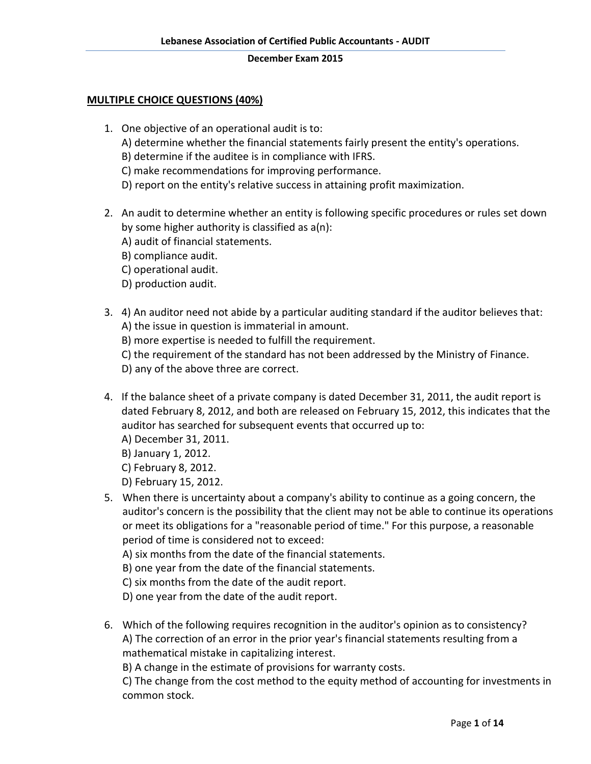**Lebanese Association of Certified Public Accountants - AUDIT**

**December Exam 2015**

**MULTIPLE CHOICE QUESTIONS (40%)**

1. One objective of an operational audit is to:
   A) determine whether the financial statements fairly present the entity's operations.
   B) determine if the auditee is in compliance with IFRS.
   C) make recommendations for improving performance.
   D) report on the entity's relative success in attaining profit maximization.

2. An audit to determine whether an entity is following specific procedures or rules set down by some higher authority is classified as a(n):
   A) audit of financial statements.
   B) compliance audit.
   C) operational audit.
   D) production audit.

3. 4) An auditor need not abide by a particular auditing standard if the auditor believes that:
   A) the issue in question is immaterial in amount.
   B) more expertise is needed to fulfill the requirement.
   C) the requirement of the standard has not been addressed by the Ministry of Finance.
   D) any of the above three are correct.

4. If the balance sheet of a private company is dated December 31, 2011, the audit report is dated February 8, 2012, and both are released on February 15, 2012, this indicates that the auditor has searched for subsequent events that occurred up to:
   A) December 31, 2011.
   B) January 1, 2012.
   C) February 8, 2012.
   D) February 15, 2012.

5. When there is uncertainty about a company's ability to continue as a going concern, the auditor's concern is the possibility that the client may not be able to continue its operations or meet its obligations for a "reasonable period of time." For this purpose, a reasonable period of time is considered not to exceed:
   A) six months from the date of the financial statements.
   B) one year from the date of the financial statements.
   C) six months from the date of the audit report.
   D) one year from the date of the audit report.

6. Which of the following requires recognition in the auditor's opinion as to consistency?
   A) The correction of an error in the prior year's financial statements resulting from a mathematical mistake in capitalizing interest.
   B) A change in the estimate of provisions for warranty costs.
   C) The change from the cost method to the equity method of accounting for investments in common stock.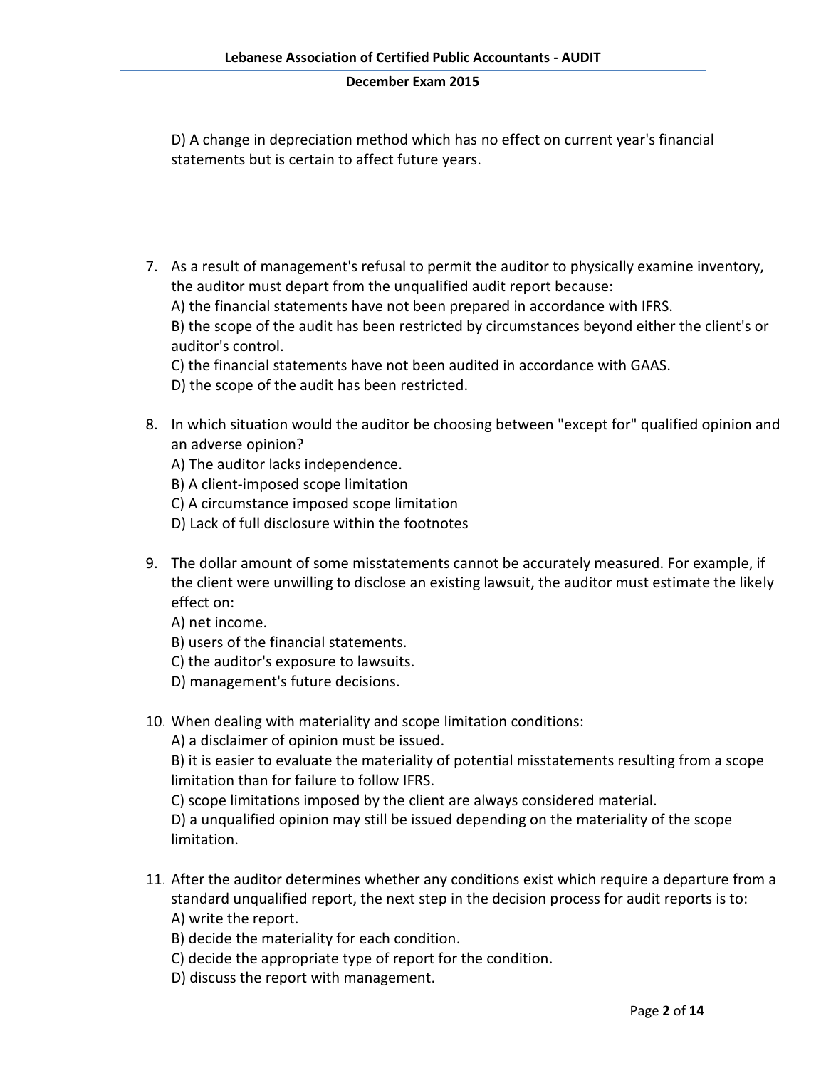D) A change in depreciation method which has no effect on current year's financial statements but is certain to affect future years.

7. As a result of management's refusal to permit the auditor to physically examine inventory, the auditor must depart from the unqualified audit report because:
   A) the financial statements have not been prepared in accordance with IFRS.
   B) the scope of the audit has been restricted by circumstances beyond either the client's or auditor's control.
   C) the financial statements have not been audited in accordance with GAAS.
   D) the scope of the audit has been restricted.

8. In which situation would the auditor be choosing between "except for" qualified opinion and an adverse opinion?
   A) The auditor lacks independence.
   B) A client-imposed scope limitation
   C) A circumstance imposed scope limitation
   D) Lack of full disclosure within the footnotes

9. The dollar amount of some misstatements cannot be accurately measured. For example, if the client were unwilling to disclose an existing lawsuit, the auditor must estimate the likely effect on:
   A) net income.
   B) users of the financial statements.
   C) the auditor's exposure to lawsuits.
   D) management's future decisions.

10. When dealing with materiality and scope limitation conditions:
    A) a disclaimer of opinion must be issued.
    B) it is easier to evaluate the materiality of potential misstatements resulting from a scope limitation than for failure to follow IFRS.
    C) scope limitations imposed by the client are always considered material.
    D) a unqualified opinion may still be issued depending on the materiality of the scope limitation.

11. After the auditor determines whether any conditions exist which require a departure from a standard unqualified report, the next step in the decision process for audit reports is to:
    A) write the report.
    B) decide the materiality for each condition.
    C) decide the appropriate type of report for the condition.
    D) discuss the report with management.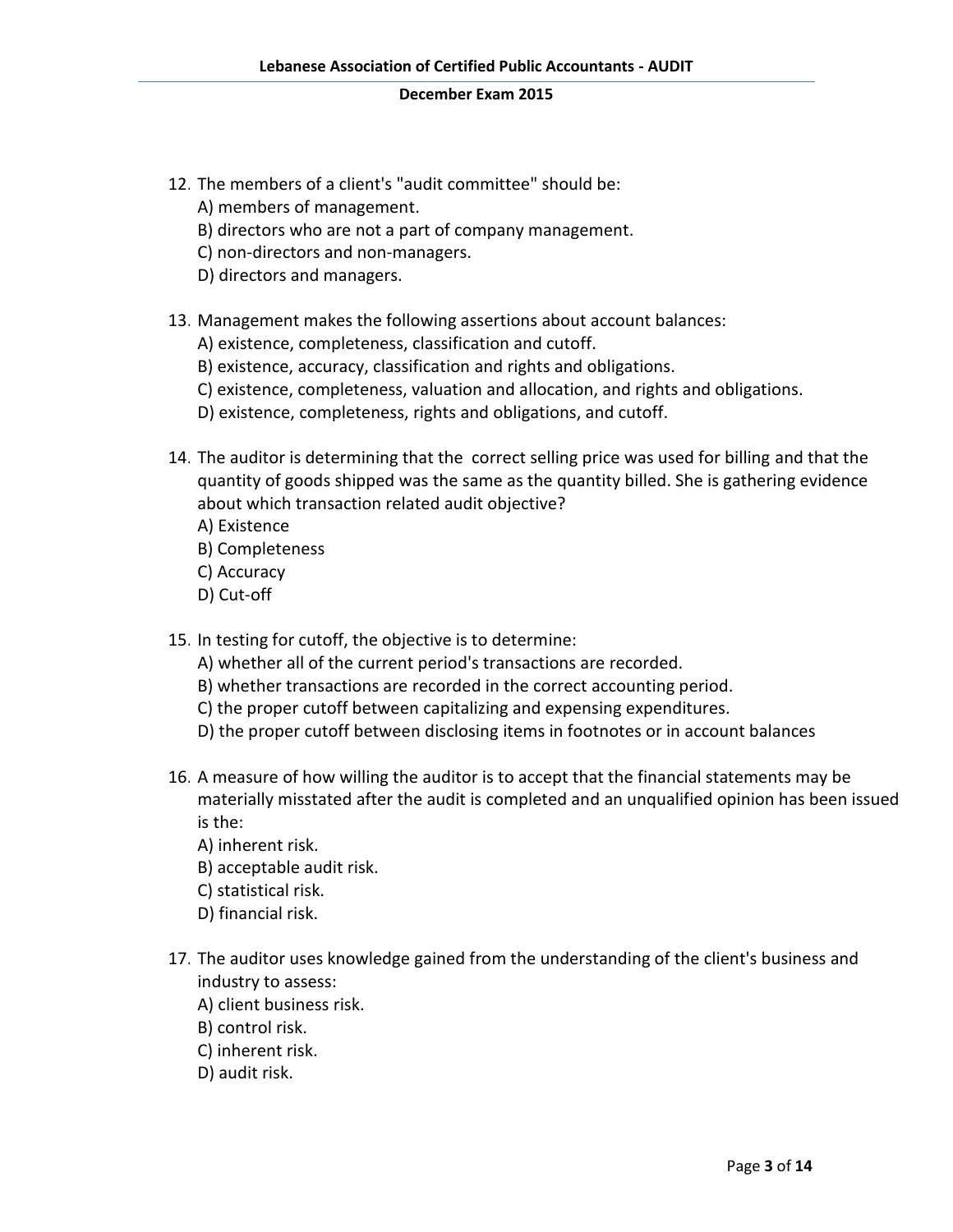12. The members of a client's "audit committee" should be:
    A) members of management.
    B) directors who are not a part of company management.
    C) non-directors and non-managers.
    D) directors and managers.

13. Management makes the following assertions about account balances:
    A) existence, completeness, classification and cutoff.
    B) existence, accuracy, classification and rights and obligations.
    C) existence, completeness, valuation and allocation, and rights and obligations.
    D) existence, completeness, rights and obligations, and cutoff.

14. The auditor is determining that the correct selling price was used for billing and that the quantity of goods shipped was the same as the quantity billed. She is gathering evidence about which transaction related audit objective?
    A) Existence
    B) Completeness
    C) Accuracy
    D) Cut-off

15. In testing for cutoff, the objective is to determine:
    A) whether all of the current period's transactions are recorded.
    B) whether transactions are recorded in the correct accounting period.
    C) the proper cutoff between capitalizing and expensing expenditures.
    D) the proper cutoff between disclosing items in footnotes or in account balances

16. A measure of how willing the auditor is to accept that the financial statements may be materially misstated after the audit is completed and an unqualified opinion has been issued is the:
    A) inherent risk.
    B) acceptable audit risk.
    C) statistical risk.
    D) financial risk.

17. The auditor uses knowledge gained from the understanding of the client's business and industry to assess:
    A) client business risk.
    B) control risk.
    C) inherent risk.
    D) audit risk.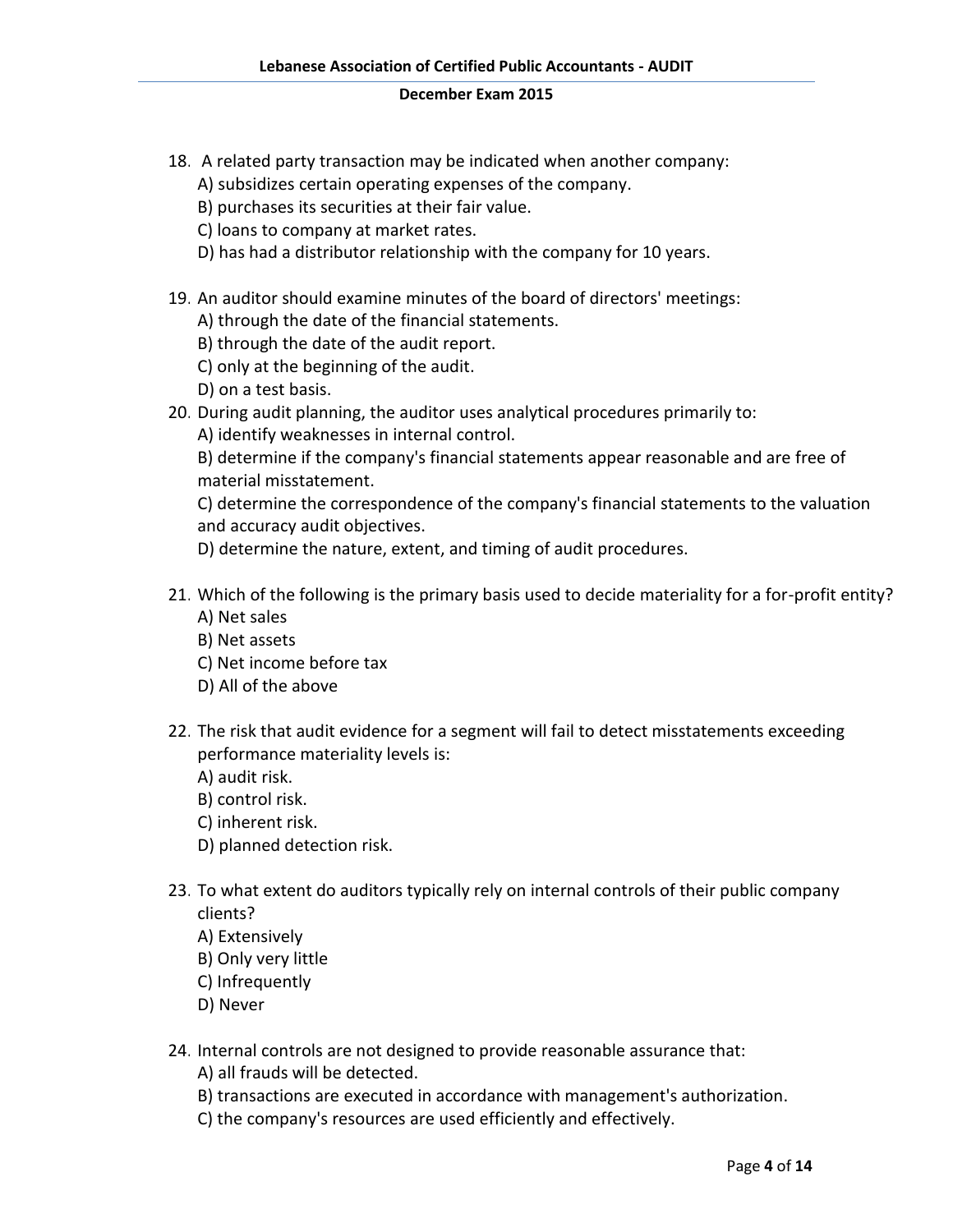18. A related party transaction may be indicated when another company:
    A) subsidizes certain operating expenses of the company.
    B) purchases its securities at their fair value.
    C) loans to company at market rates.
    D) has had a distributor relationship with the company for 10 years.

19. An auditor should examine minutes of the board of directors' meetings:
    A) through the date of the financial statements.
    B) through the date of the audit report.
    C) only at the beginning of the audit.
    D) on a test basis.

20. During audit planning, the auditor uses analytical procedures primarily to:
    A) identify weaknesses in internal control.
    B) determine if the company's financial statements appear reasonable and are free of material misstatement.
    C) determine the correspondence of the company's financial statements to the valuation and accuracy audit objectives.
    D) determine the nature, extent, and timing of audit procedures.

21. Which of the following is the primary basis used to decide materiality for a for-profit entity?
    A) Net sales
    B) Net assets
    C) Net income before tax
    D) All of the above

22. The risk that audit evidence for a segment will fail to detect misstatements exceeding performance materiality levels is:
    A) audit risk.
    B) control risk.
    C) inherent risk.
    D) planned detection risk.

23. To what extent do auditors typically rely on internal controls of their public company clients?
    A) Extensively
    B) Only very little
    C) Infrequently
    D) Never

24. Internal controls are not designed to provide reasonable assurance that:
    A) all frauds will be detected.
    B) transactions are executed in accordance with management's authorization.
    C) the company's resources are used efficiently and effectively.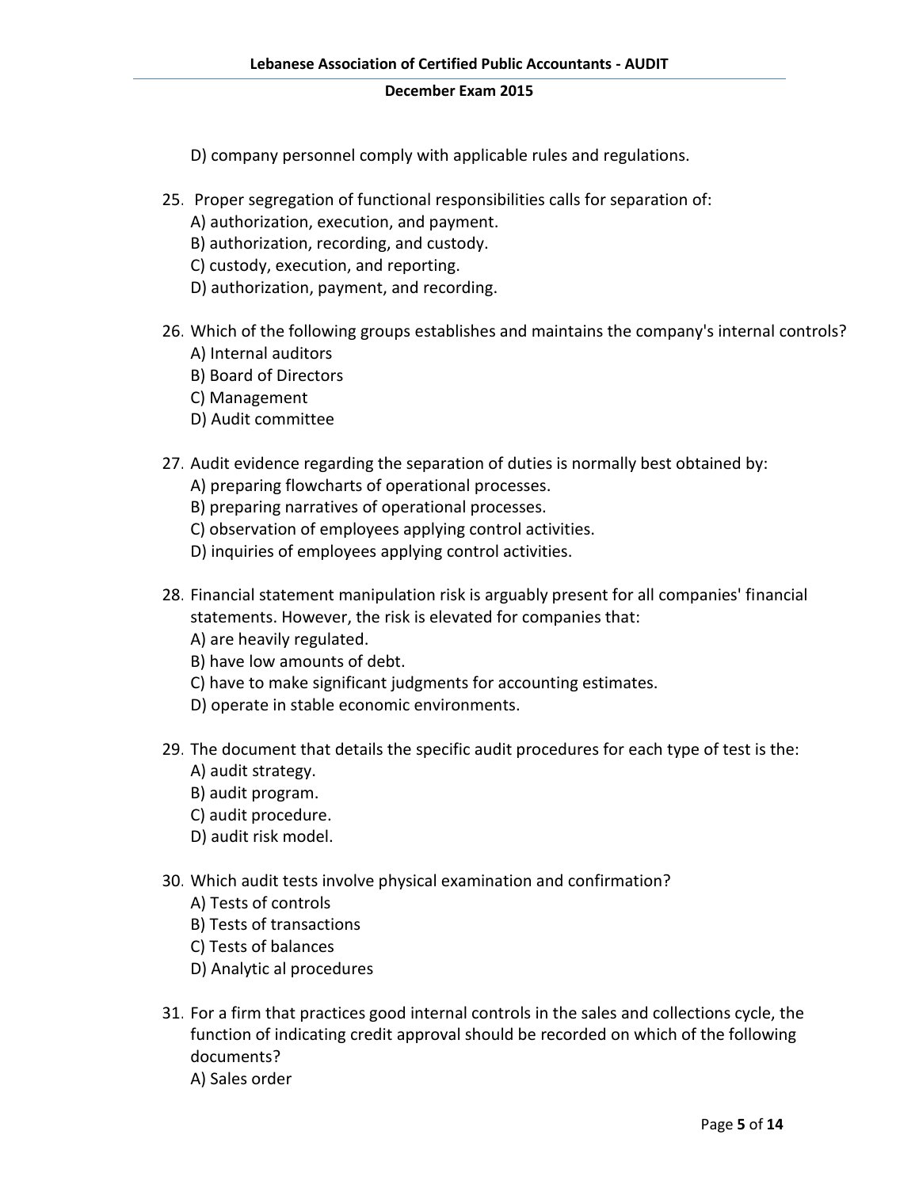D) company personnel comply with applicable rules and regulations.

25. Proper segregation of functional responsibilities calls for separation of:
    A) authorization, execution, and payment.
    B) authorization, recording, and custody.
    C) custody, execution, and reporting.
    D) authorization, payment, and recording.

26. Which of the following groups establishes and maintains the company's internal controls?
    A) Internal auditors
    B) Board of Directors
    C) Management
    D) Audit committee

27. Audit evidence regarding the separation of duties is normally best obtained by:
    A) preparing flowcharts of operational processes.
    B) preparing narratives of operational processes.
    C) observation of employees applying control activities.
    D) inquiries of employees applying control activities.

28. Financial statement manipulation risk is arguably present for all companies' financial statements. However, the risk is elevated for companies that:
    A) are heavily regulated.
    B) have low amounts of debt.
    C) have to make significant judgments for accounting estimates.
    D) operate in stable economic environments.

29. The document that details the specific audit procedures for each type of test is the:
    A) audit strategy.
    B) audit program.
    C) audit procedure.
    D) audit risk model.

30. Which audit tests involve physical examination and confirmation?
    A) Tests of controls
    B) Tests of transactions
    C) Tests of balances
    D) Analytic al procedures

31. For a firm that practices good internal controls in the sales and collections cycle, the function of indicating credit approval should be recorded on which of the following documents?
    A) Sales order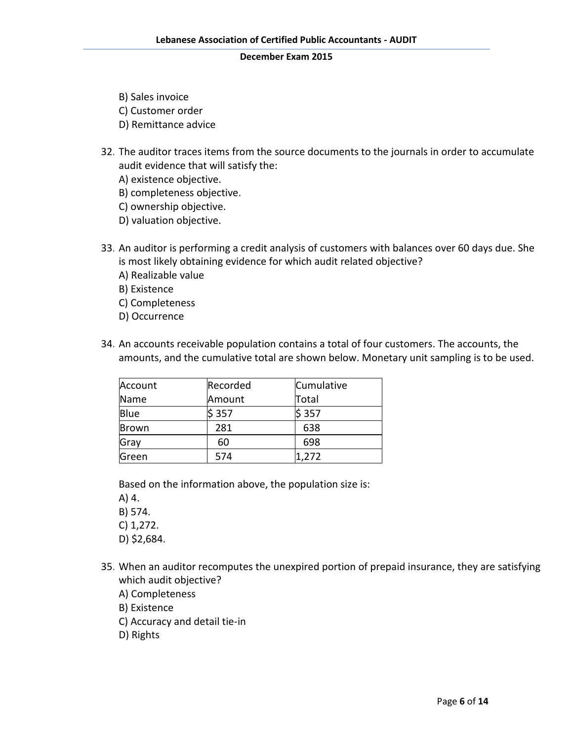B) Sales invoice
C) Customer order
D) Remittance advice

32. The auditor traces items from the source documents to the journals in order to accumulate audit evidence that will satisfy the:
A) existence objective.
B) completeness objective.
C) ownership objective.
D) valuation objective.

33. An auditor is performing a credit analysis of customers with balances over 60 days due. She is most likely obtaining evidence for which audit related objective?
A) Realizable value
B) Existence
C) Completeness
D) Occurrence

34. An accounts receivable population contains a total of four customers. The accounts, the amounts, and the cumulative total are shown below. Monetary unit sampling is to be used.

| Account Name | Recorded Amount | Cumulative Total |
|---|---|---|
| Blue | $ 357 | $ 357 |
| Brown | 281 | 638 |
| Gray | 60 | 698 |
| Green | 574 | 1,272 |

Based on the information above, the population size is:
A) 4.
B) 574.
C) 1,272.
D) $2,684.

35. When an auditor recomputes the unexpired portion of prepaid insurance, they are satisfying which audit objective?
A) Completeness
B) Existence
C) Accuracy and detail tie-in
D) Rights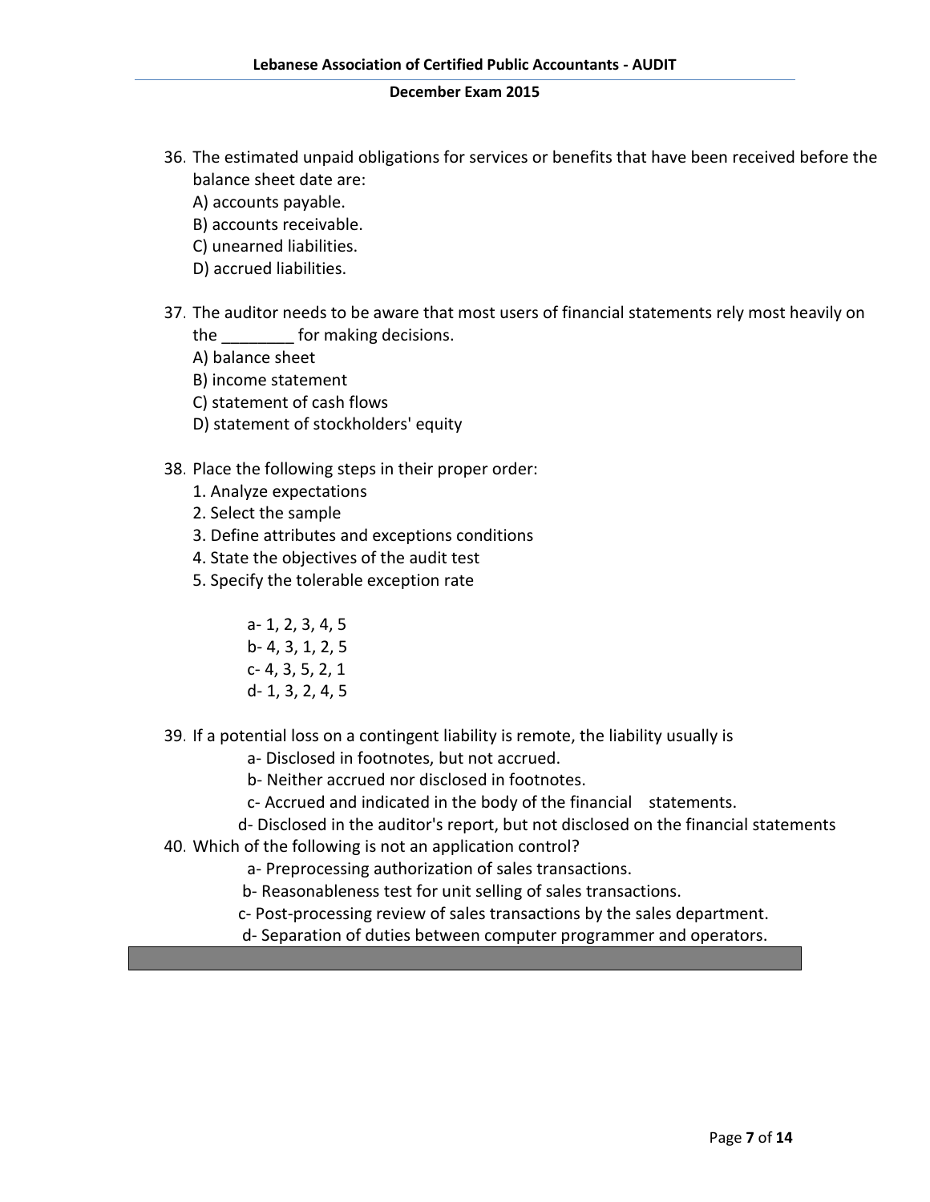36. The estimated unpaid obligations for services or benefits that have been received before the balance sheet date are:
    A) accounts payable.
    B) accounts receivable.
    C) unearned liabilities.
    D) accrued liabilities.

37. The auditor needs to be aware that most users of financial statements rely most heavily on the ________ for making decisions.
    A) balance sheet
    B) income statement
    C) statement of cash flows
    D) statement of stockholders' equity

38. Place the following steps in their proper order:
    1. Analyze expectations
    2. Select the sample
    3. Define attributes and exceptions conditions
    4. State the objectives of the audit test
    5. Specify the tolerable exception rate

    a- 1, 2, 3, 4, 5
    b- 4, 3, 1, 2, 5
    c- 4, 3, 5, 2, 1
    d- 1, 3, 2, 4, 5

39. If a potential loss on a contingent liability is remote, the liability usually is
    a- Disclosed in footnotes, but not accrued.
    b- Neither accrued nor disclosed in footnotes.
    c- Accrued and indicated in the body of the financial statements.
    d- Disclosed in the auditor's report, but not disclosed on the financial statements

40. Which of the following is not an application control?
    a- Preprocessing authorization of sales transactions.
    b- Reasonableness test for unit selling of sales transactions.
    c- Post-processing review of sales transactions by the sales department.
    d- Separation of duties between computer programmer and operators.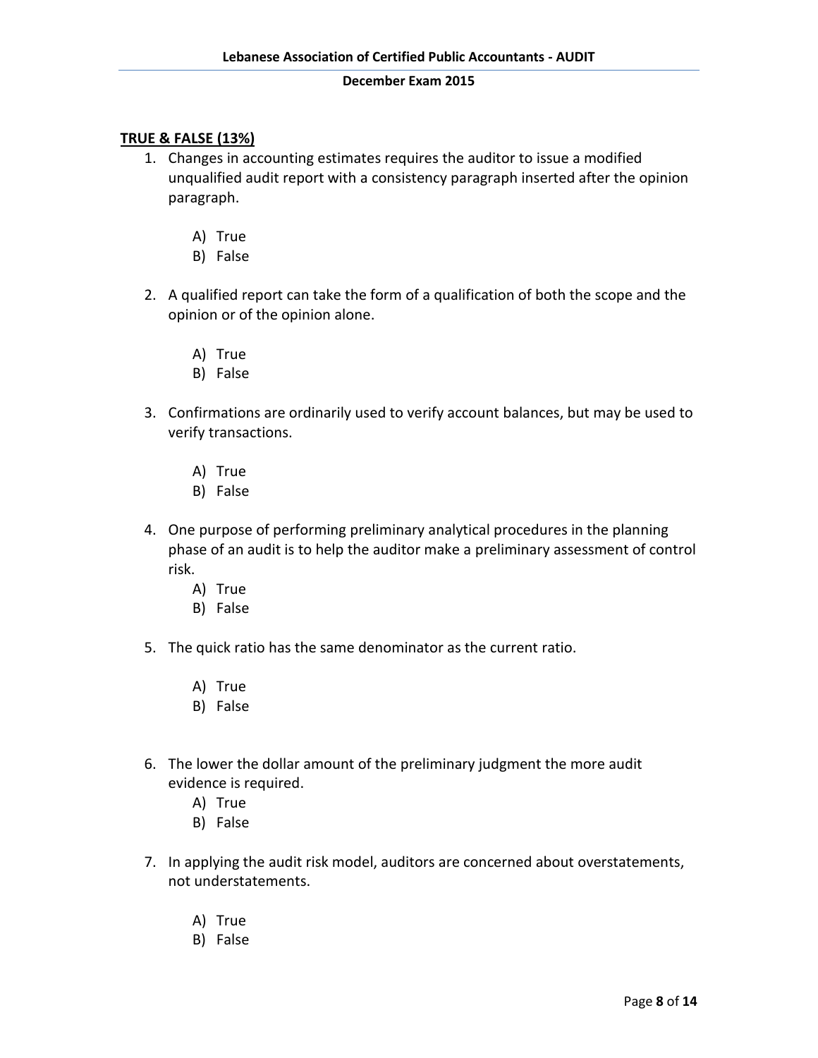**TRUE & FALSE (13%)**

1. Changes in accounting estimates requires the auditor to issue a modified unqualified audit report with a consistency paragraph inserted after the opinion paragraph.

   A) True
   B) False

2. A qualified report can take the form of a qualification of both the scope and the opinion or of the opinion alone.

   A) True
   B) False

3. Confirmations are ordinarily used to verify account balances, but may be used to verify transactions.

   A) True
   B) False

4. One purpose of performing preliminary analytical procedures in the planning phase of an audit is to help the auditor make a preliminary assessment of control risk.

   A) True
   B) False

5. The quick ratio has the same denominator as the current ratio.

   A) True
   B) False

6. The lower the dollar amount of the preliminary judgment the more audit evidence is required.

   A) True
   B) False

7. In applying the audit risk model, auditors are concerned about overstatements, not understatements.

   A) True
   B) False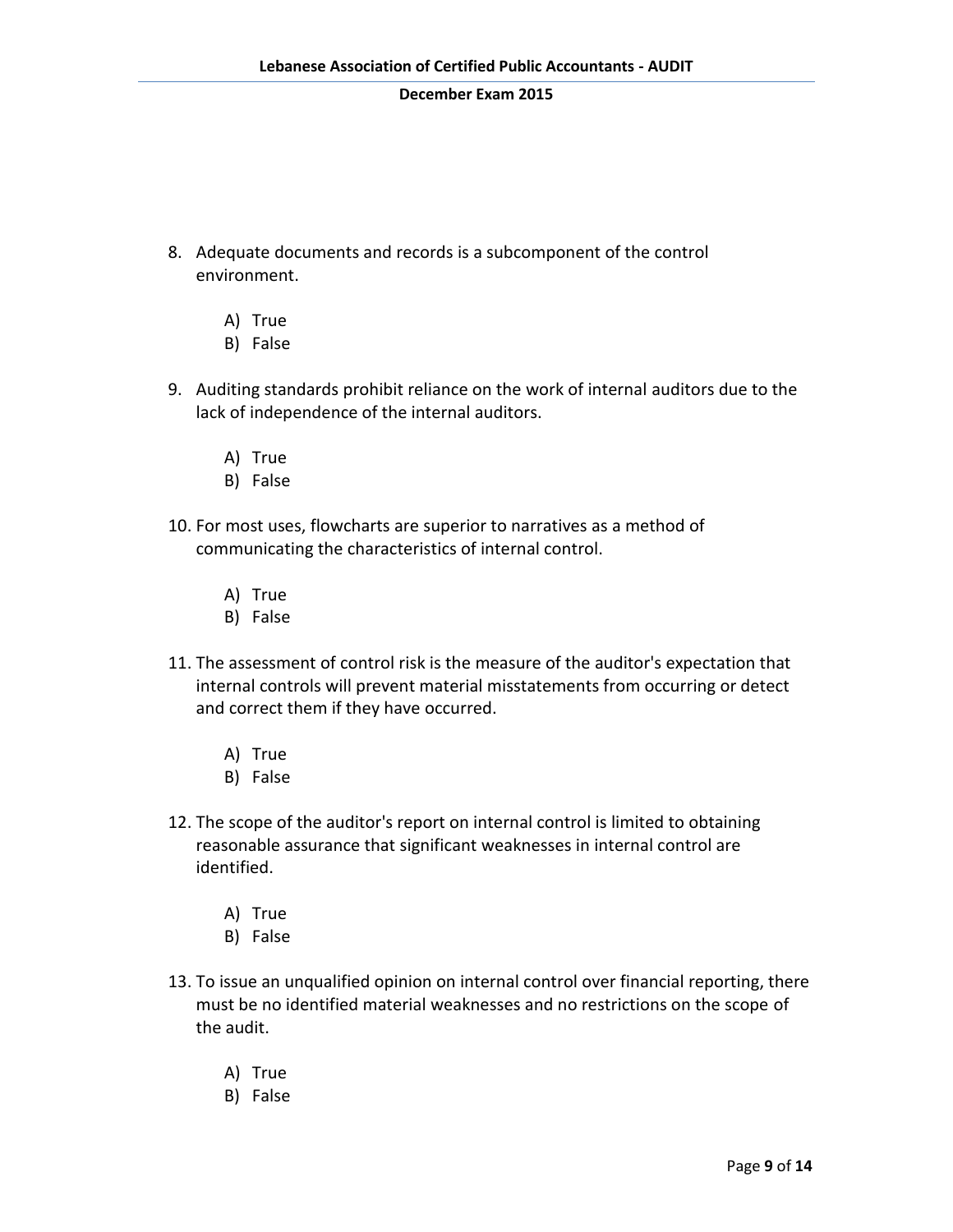8. Adequate documents and records is a subcomponent of the control environment.

    A) True
    B) False

9. Auditing standards prohibit reliance on the work of internal auditors due to the lack of independence of the internal auditors.

    A) True
    B) False

10. For most uses, flowcharts are superior to narratives as a method of communicating the characteristics of internal control.

    A) True
    B) False

11. The assessment of control risk is the measure of the auditor's expectation that internal controls will prevent material misstatements from occurring or detect and correct them if they have occurred.

    A) True
    B) False

12. The scope of the auditor's report on internal control is limited to obtaining reasonable assurance that significant weaknesses in internal control are identified.

    A) True
    B) False

13. To issue an unqualified opinion on internal control over financial reporting, there must be no identified material weaknesses and no restrictions on the scope of the audit.

    A) True
    B) False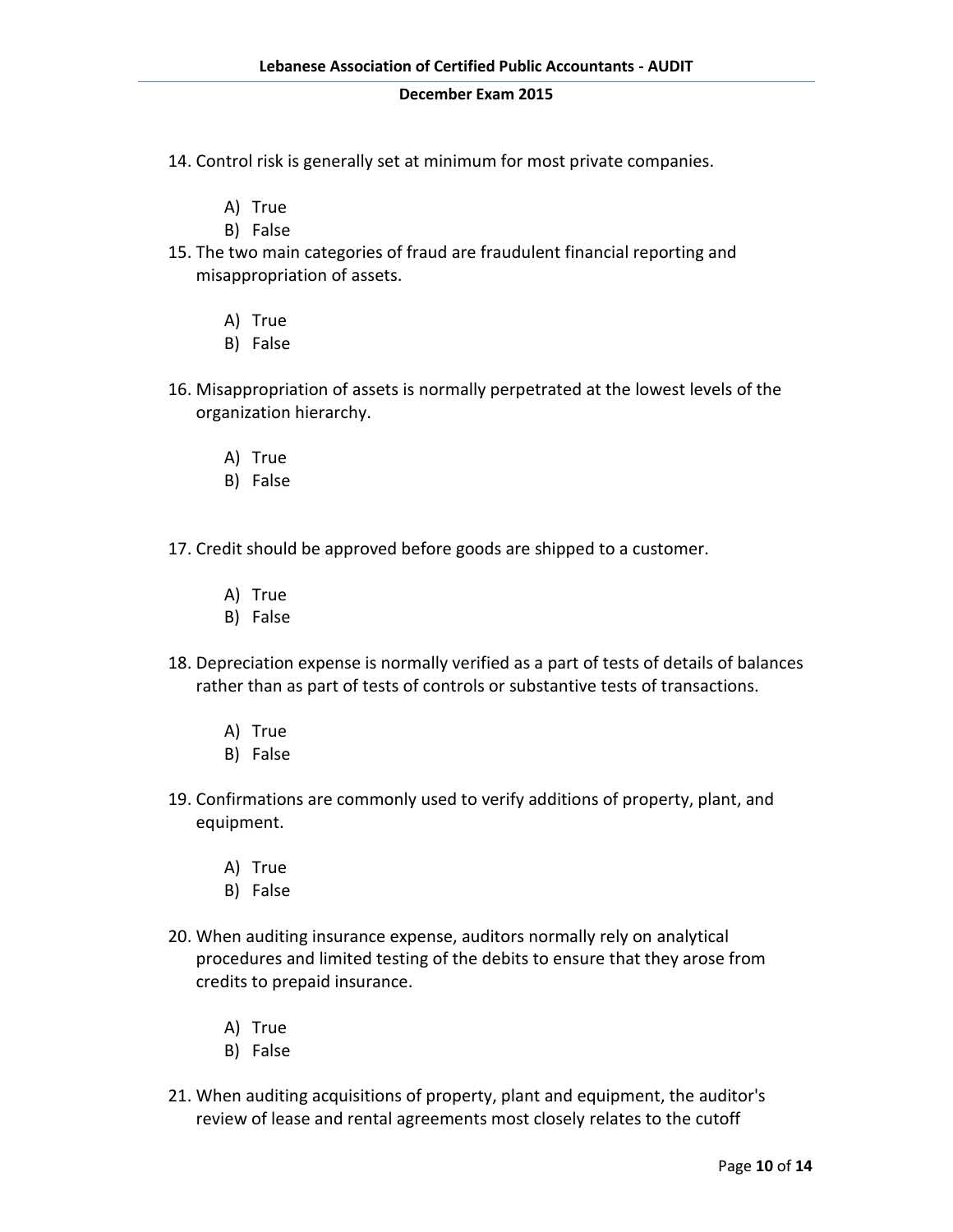14. Control risk is generally set at minimum for most private companies.

    A) True
    B) False

15. The two main categories of fraud are fraudulent financial reporting and misappropriation of assets.

    A) True
    B) False

16. Misappropriation of assets is normally perpetrated at the lowest levels of the organization hierarchy.

    A) True
    B) False

17. Credit should be approved before goods are shipped to a customer.

    A) True
    B) False

18. Depreciation expense is normally verified as a part of tests of details of balances rather than as part of tests of controls or substantive tests of transactions.

    A) True
    B) False

19. Confirmations are commonly used to verify additions of property, plant, and equipment.

    A) True
    B) False

20. When auditing insurance expense, auditors normally rely on analytical procedures and limited testing of the debits to ensure that they arose from credits to prepaid insurance.

    A) True
    B) False

21. When auditing acquisitions of property, plant and equipment, the auditor's review of lease and rental agreements most closely relates to the cutoff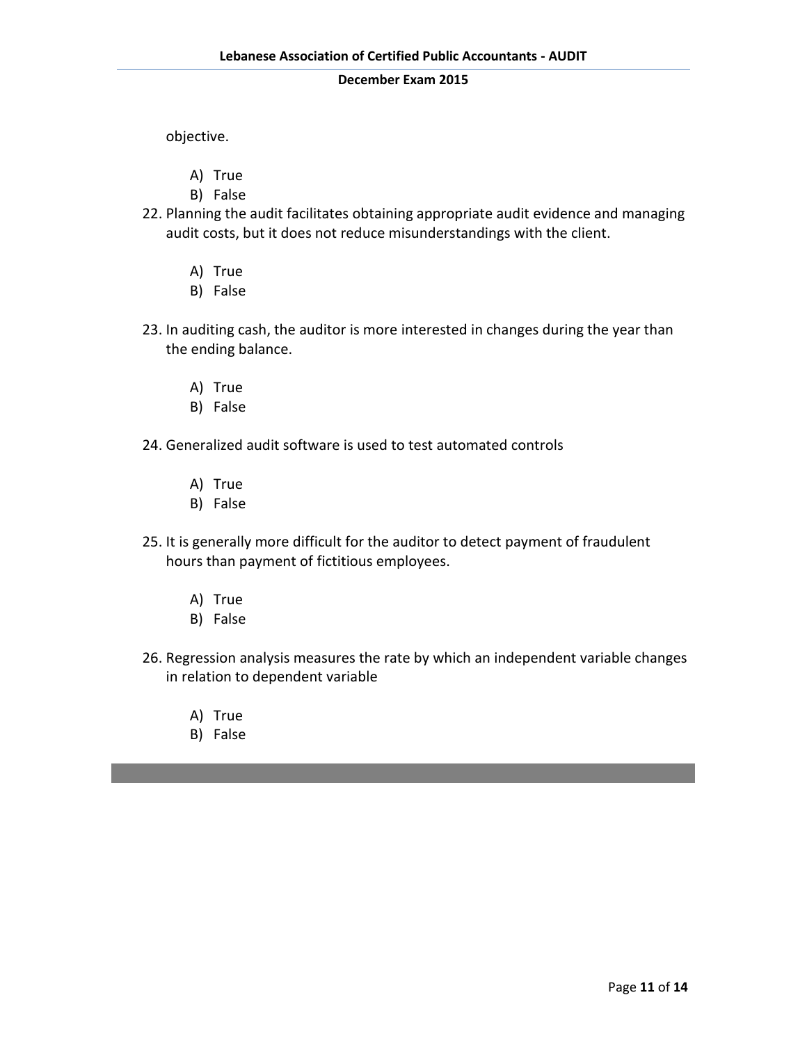objective.

A) True
B) False

22. Planning the audit facilitates obtaining appropriate audit evidence and managing audit costs, but it does not reduce misunderstandings with the client.

    A) True
    B) False

23. In auditing cash, the auditor is more interested in changes during the year than the ending balance.

    A) True
    B) False

24. Generalized audit software is used to test automated controls

    A) True
    B) False

25. It is generally more difficult for the auditor to detect payment of fraudulent hours than payment of fictitious employees.

    A) True
    B) False

26. Regression analysis measures the rate by which an independent variable changes in relation to dependent variable

    A) True
    B) False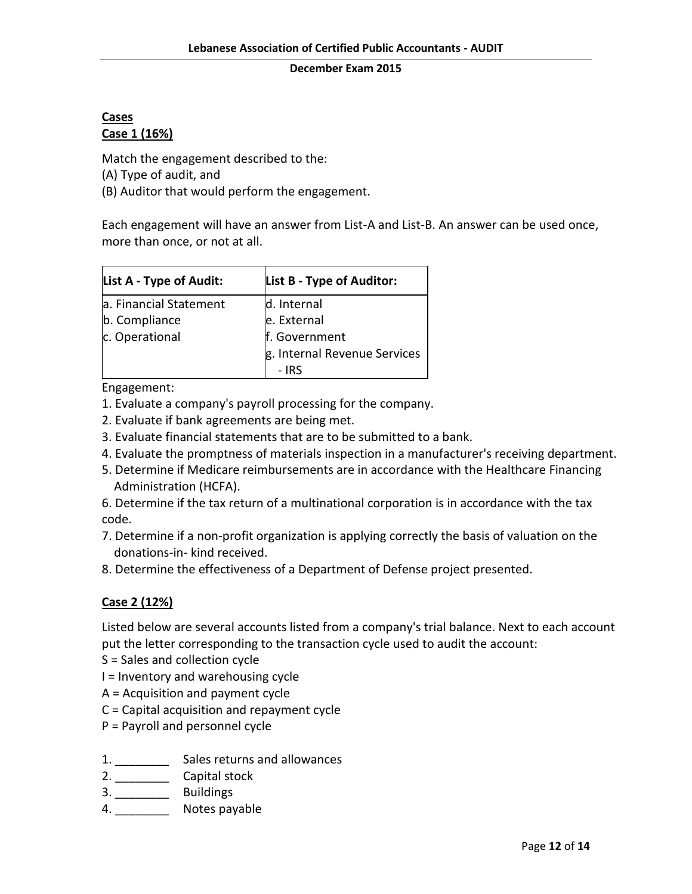## Cases

### Case 1 (16%)

Match the engagement described to the:
(A) Type of audit, and
(B) Auditor that would perform the engagement.

Each engagement will have an answer from List-A and List-B. An answer can be used once, more than once, or not at all.

| List A - Type of Audit: | List B - Type of Auditor: |
|---|---|
| a. Financial Statement | d. Internal |
| b. Compliance | e. External |
| c. Operational | f. Government |
| | g. Internal Revenue Services - IRS |

Engagement:

1. Evaluate a company's payroll processing for the company.
2. Evaluate if bank agreements are being met.
3. Evaluate financial statements that are to be submitted to a bank.
4. Evaluate the promptness of materials inspection in a manufacturer's receiving department.
5. Determine if Medicare reimbursements are in accordance with the Healthcare Financing Administration (HCFA).
6. Determine if the tax return of a multinational corporation is in accordance with the tax code.
7. Determine if a non-profit organization is applying correctly the basis of valuation on the donations-in- kind received.
8. Determine the effectiveness of a Department of Defense project presented.

### Case 2 (12%)

Listed below are several accounts listed from a company's trial balance. Next to each account put the letter corresponding to the transaction cycle used to audit the account:

S = Sales and collection cycle
I = Inventory and warehousing cycle
A = Acquisition and payment cycle
C = Capital acquisition and repayment cycle
P = Payroll and personnel cycle

1. ________ Sales returns and allowances
2. ________ Capital stock
3. ________ Buildings
4. ________ Notes payable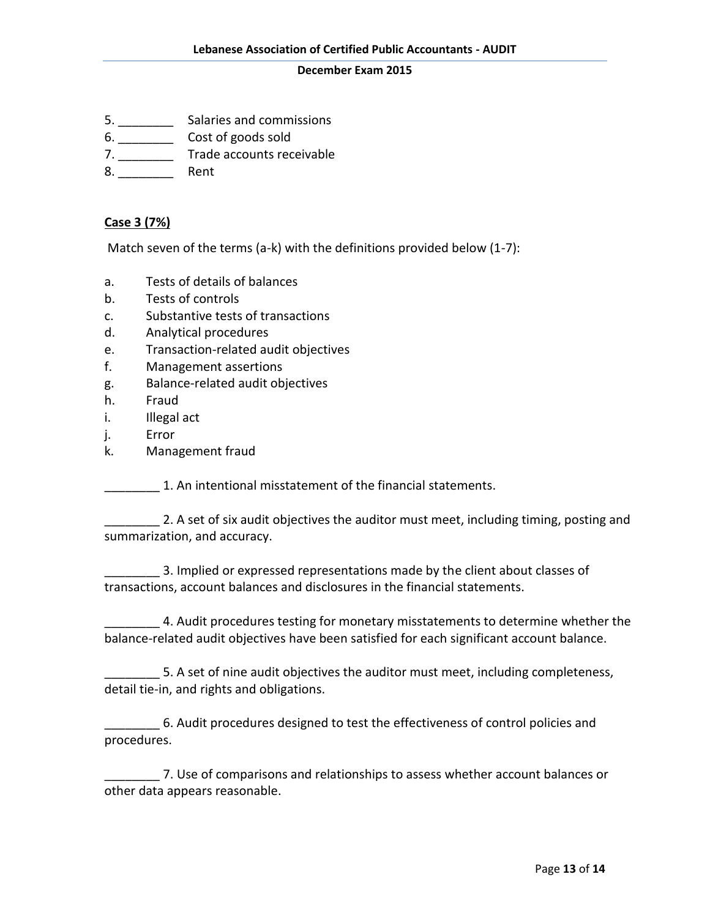5. ________ Salaries and commissions
6. ________ Cost of goods sold
7. ________ Trade accounts receivable
8. ________ Rent

**<u>Case 3 (7%)</u>**

Match seven of the terms (a-k) with the definitions provided below (1-7):

a. Tests of details of balances
b. Tests of controls
c. Substantive tests of transactions
d. Analytical procedures
e. Transaction-related audit objectives
f. Management assertions
g. Balance-related audit objectives
h. Fraud
i. Illegal act
j. Error
k. Management fraud

________ 1. An intentional misstatement of the financial statements.

________ 2. A set of six audit objectives the auditor must meet, including timing, posting and summarization, and accuracy.

________ 3. Implied or expressed representations made by the client about classes of transactions, account balances and disclosures in the financial statements.

________ 4. Audit procedures testing for monetary misstatements to determine whether the balance-related audit objectives have been satisfied for each significant account balance.

________ 5. A set of nine audit objectives the auditor must meet, including completeness, detail tie-in, and rights and obligations.

________ 6. Audit procedures designed to test the effectiveness of control policies and procedures.

________ 7. Use of comparisons and relationships to assess whether account balances or other data appears reasonable.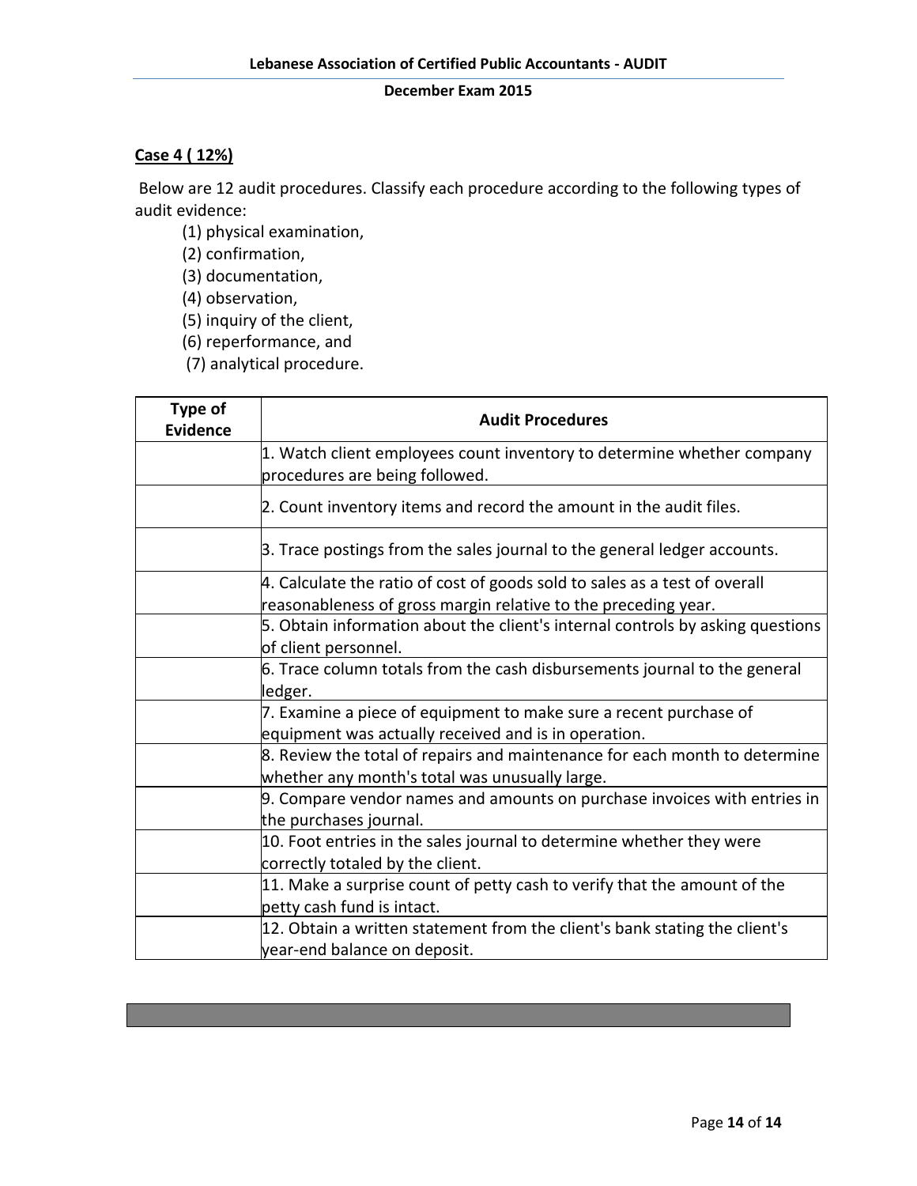## Case 4 ( 12%)

Below are 12 audit procedures. Classify each procedure according to the following types of audit evidence:

(1) physical examination,
(2) confirmation,
(3) documentation,
(4) observation,
(5) inquiry of the client,
(6) reperformance, and
(7) analytical procedure.

| Type of Evidence | Audit Procedures |
|---|---|
| | 1. Watch client employees count inventory to determine whether company procedures are being followed. |
| | 2. Count inventory items and record the amount in the audit files. |
| | 3. Trace postings from the sales journal to the general ledger accounts. |
| | 4. Calculate the ratio of cost of goods sold to sales as a test of overall reasonableness of gross margin relative to the preceding year. |
| | 5. Obtain information about the client's internal controls by asking questions of client personnel. |
| | 6. Trace column totals from the cash disbursements journal to the general ledger. |
| | 7. Examine a piece of equipment to make sure a recent purchase of equipment was actually received and is in operation. |
| | 8. Review the total of repairs and maintenance for each month to determine whether any month's total was unusually large. |
| | 9. Compare vendor names and amounts on purchase invoices with entries in the purchases journal. |
| | 10. Foot entries in the sales journal to determine whether they were correctly totaled by the client. |
| | 11. Make a surprise count of petty cash to verify that the amount of the petty cash fund is intact. |
| | 12. Obtain a written statement from the client's bank stating the client's year-end balance on deposit. |